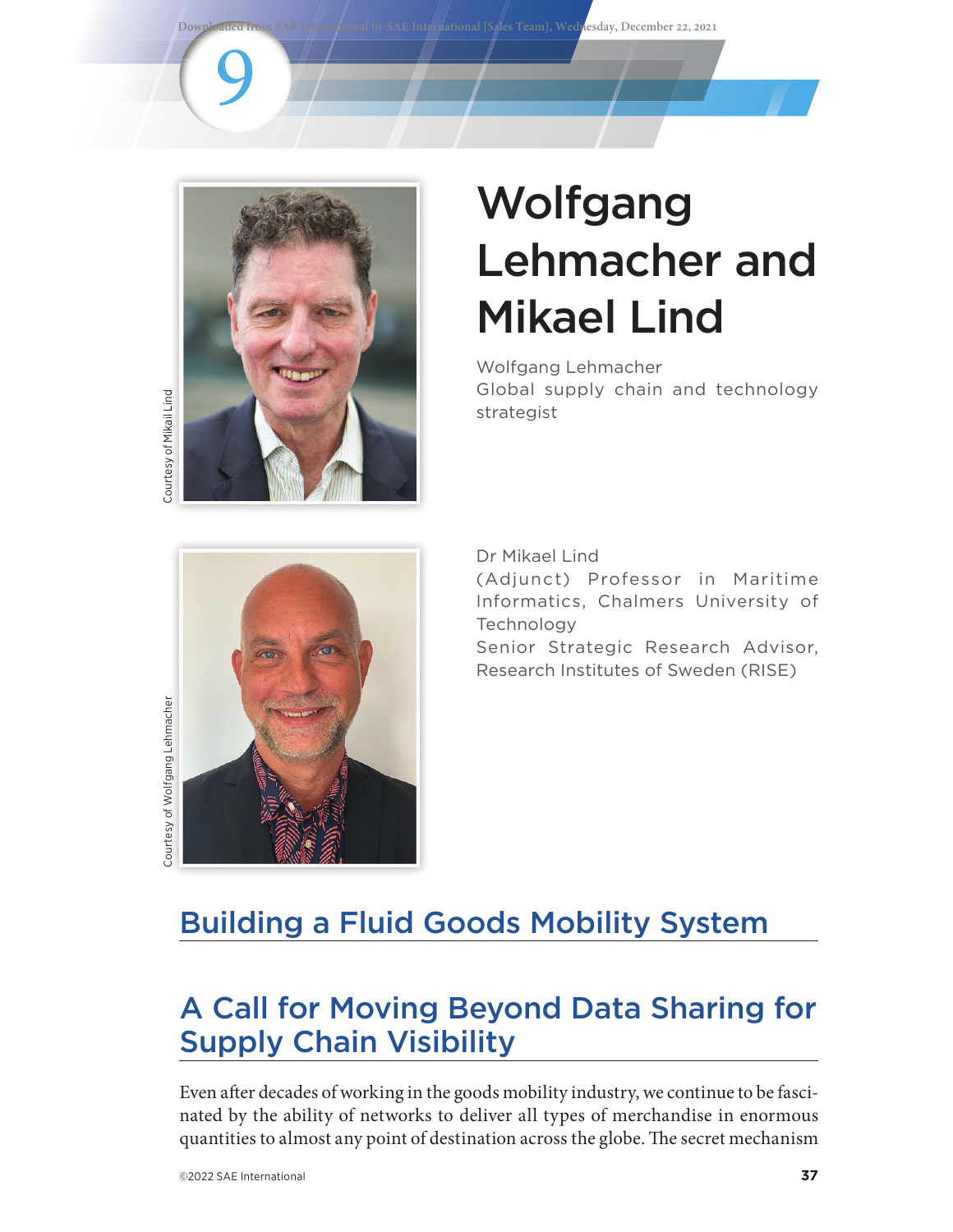# Wolfgang Lehmacher and Mikael Lind

Courtesy of Mikail Lind

Wolfgang Lehmacher
Global supply chain and technology strategist

Courtesy of Wolfgang Lehmacher

Dr Mikael Lind
(Adjunct) Professor in Maritime Informatics, Chalmers University of Technology
Senior Strategic Research Advisor, Research Institutes of Sweden (RISE)

## Building a Fluid Goods Mobility System

## A Call for Moving Beyond Data Sharing for Supply Chain Visibility

Even after decades of working in the goods mobility industry, we continue to be fascinated by the ability of networks to deliver all types of merchandise in enormous quantities to almost any point of destination across the globe. The secret mechanism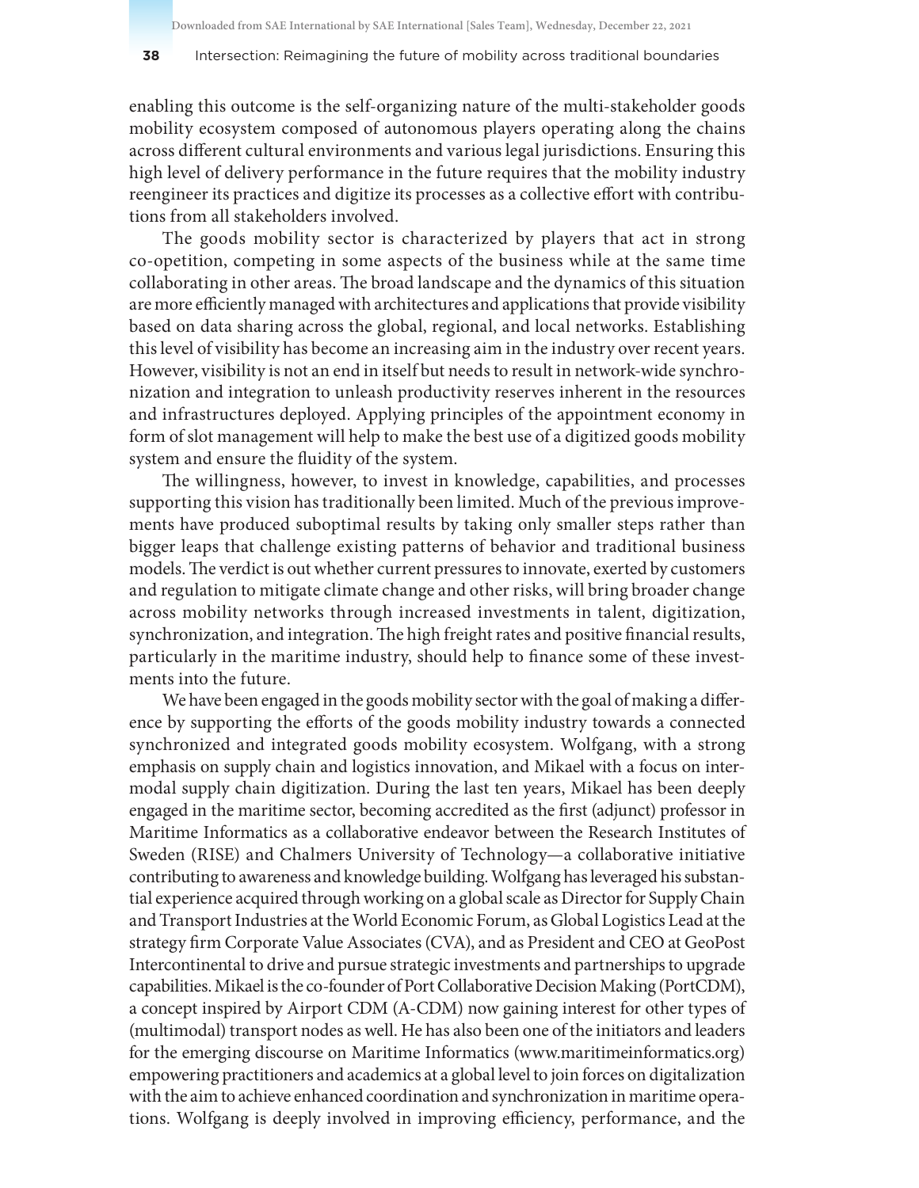enabling this outcome is the self-organizing nature of the multi-stakeholder goods mobility ecosystem composed of autonomous players operating along the chains across different cultural environments and various legal jurisdictions. Ensuring this high level of delivery performance in the future requires that the mobility industry reengineer its practices and digitize its processes as a collective effort with contributions from all stakeholders involved.

The goods mobility sector is characterized by players that act in strong co-opetition, competing in some aspects of the business while at the same time collaborating in other areas. The broad landscape and the dynamics of this situation are more efficiently managed with architectures and applications that provide visibility based on data sharing across the global, regional, and local networks. Establishing this level of visibility has become an increasing aim in the industry over recent years. However, visibility is not an end in itself but needs to result in network-wide synchronization and integration to unleash productivity reserves inherent in the resources and infrastructures deployed. Applying principles of the appointment economy in form of slot management will help to make the best use of a digitized goods mobility system and ensure the fluidity of the system.

The willingness, however, to invest in knowledge, capabilities, and processes supporting this vision has traditionally been limited. Much of the previous improvements have produced suboptimal results by taking only smaller steps rather than bigger leaps that challenge existing patterns of behavior and traditional business models. The verdict is out whether current pressures to innovate, exerted by customers and regulation to mitigate climate change and other risks, will bring broader change across mobility networks through increased investments in talent, digitization, synchronization, and integration. The high freight rates and positive financial results, particularly in the maritime industry, should help to finance some of these investments into the future.

We have been engaged in the goods mobility sector with the goal of making a difference by supporting the efforts of the goods mobility industry towards a connected synchronized and integrated goods mobility ecosystem. Wolfgang, with a strong emphasis on supply chain and logistics innovation, and Mikael with a focus on intermodal supply chain digitization. During the last ten years, Mikael has been deeply engaged in the maritime sector, becoming accredited as the first (adjunct) professor in Maritime Informatics as a collaborative endeavor between the Research Institutes of Sweden (RISE) and Chalmers University of Technology—a collaborative initiative contributing to awareness and knowledge building. Wolfgang has leveraged his substantial experience acquired through working on a global scale as Director for Supply Chain and Transport Industries at the World Economic Forum, as Global Logistics Lead at the strategy firm Corporate Value Associates (CVA), and as President and CEO at GeoPost Intercontinental to drive and pursue strategic investments and partnerships to upgrade capabilities. Mikael is the co-founder of Port Collaborative Decision Making (PortCDM), a concept inspired by Airport CDM (A-CDM) now gaining interest for other types of (multimodal) transport nodes as well. He has also been one of the initiators and leaders for the emerging discourse on Maritime Informatics (www.maritimeinformatics.org) empowering practitioners and academics at a global level to join forces on digitalization with the aim to achieve enhanced coordination and synchronization in maritime operations. Wolfgang is deeply involved in improving efficiency, performance, and the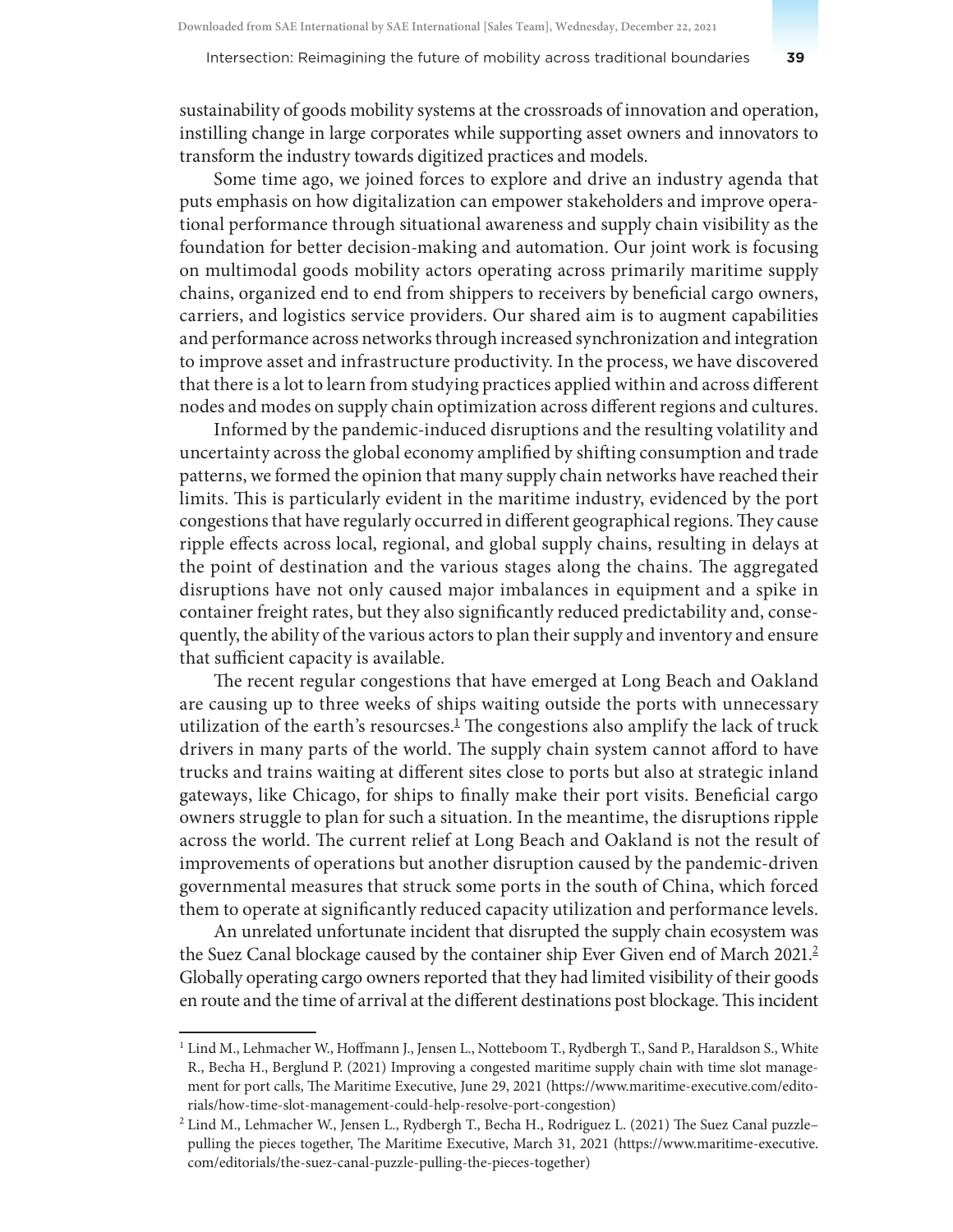sustainability of goods mobility systems at the crossroads of innovation and operation, instilling change in large corporates while supporting asset owners and innovators to transform the industry towards digitized practices and models.

Some time ago, we joined forces to explore and drive an industry agenda that puts emphasis on how digitalization can empower stakeholders and improve operational performance through situational awareness and supply chain visibility as the foundation for better decision-making and automation. Our joint work is focusing on multimodal goods mobility actors operating across primarily maritime supply chains, organized end to end from shippers to receivers by beneficial cargo owners, carriers, and logistics service providers. Our shared aim is to augment capabilities and performance across networks through increased synchronization and integration to improve asset and infrastructure productivity. In the process, we have discovered that there is a lot to learn from studying practices applied within and across different nodes and modes on supply chain optimization across different regions and cultures.

Informed by the pandemic-induced disruptions and the resulting volatility and uncertainty across the global economy amplified by shifting consumption and trade patterns, we formed the opinion that many supply chain networks have reached their limits. This is particularly evident in the maritime industry, evidenced by the port congestions that have regularly occurred in different geographical regions. They cause ripple effects across local, regional, and global supply chains, resulting in delays at the point of destination and the various stages along the chains. The aggregated disruptions have not only caused major imbalances in equipment and a spike in container freight rates, but they also significantly reduced predictability and, consequently, the ability of the various actors to plan their supply and inventory and ensure that sufficient capacity is available.

The recent regular congestions that have emerged at Long Beach and Oakland are causing up to three weeks of ships waiting outside the ports with unnecessary utilization of the earth's resourcses.[1] The congestions also amplify the lack of truck drivers in many parts of the world. The supply chain system cannot afford to have trucks and trains waiting at different sites close to ports but also at strategic inland gateways, like Chicago, for ships to finally make their port visits. Beneficial cargo owners struggle to plan for such a situation. In the meantime, the disruptions ripple across the world. The current relief at Long Beach and Oakland is not the result of improvements of operations but another disruption caused by the pandemic-driven governmental measures that struck some ports in the south of China, which forced them to operate at significantly reduced capacity utilization and performance levels.

An unrelated unfortunate incident that disrupted the supply chain ecosystem was the Suez Canal blockage caused by the container ship Ever Given end of March 2021.[2] Globally operating cargo owners reported that they had limited visibility of their goods en route and the time of arrival at the different destinations post blockage. This incident

---

[1] Lind M., Lehmacher W., Hoffmann J., Jensen L., Notteboom T., Rydbergh T., Sand P., Haraldson S., White R., Becha H., Berglund P. (2021) Improving a congested maritime supply chain with time slot management for port calls, The Maritime Executive, June 29, 2021 (https://www.maritime-executive.com/editorials/how-time-slot-management-could-help-resolve-port-congestion)

[2] Lind M., Lehmacher W., Jensen L., Rydbergh T., Becha H., Rodriguez L. (2021) The Suez Canal puzzle–pulling the pieces together, The Maritime Executive, March 31, 2021 (https://www.maritime-executive.com/editorials/the-suez-canal-puzzle-pulling-the-pieces-together)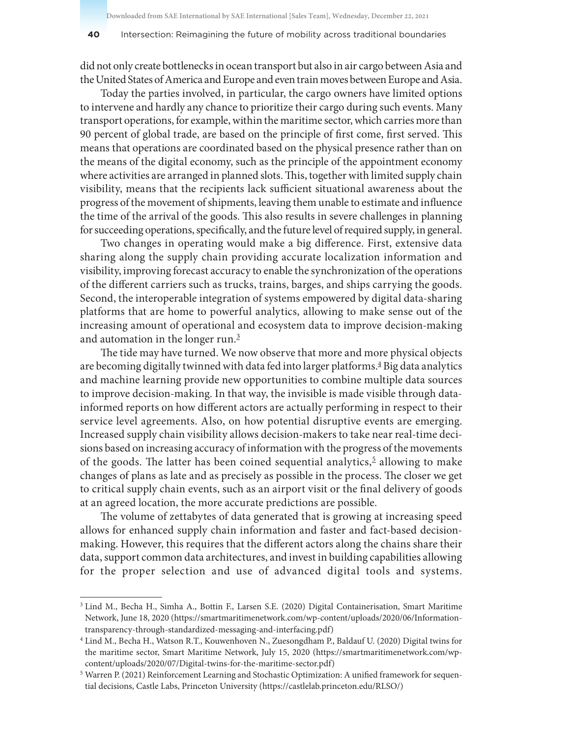did not only create bottlenecks in ocean transport but also in air cargo between Asia and the United States of America and Europe and even train moves between Europe and Asia.

Today the parties involved, in particular, the cargo owners have limited options to intervene and hardly any chance to prioritize their cargo during such events. Many transport operations, for example, within the maritime sector, which carries more than 90 percent of global trade, are based on the principle of first come, first served. This means that operations are coordinated based on the physical presence rather than on the means of the digital economy, such as the principle of the appointment economy where activities are arranged in planned slots. This, together with limited supply chain visibility, means that the recipients lack sufficient situational awareness about the progress of the movement of shipments, leaving them unable to estimate and influence the time of the arrival of the goods. This also results in severe challenges in planning for succeeding operations, specifically, and the future level of required supply, in general.

Two changes in operating would make a big difference. First, extensive data sharing along the supply chain providing accurate localization information and visibility, improving forecast accuracy to enable the synchronization of the operations of the different carriers such as trucks, trains, barges, and ships carrying the goods. Second, the interoperable integration of systems empowered by digital data-sharing platforms that are home to powerful analytics, allowing to make sense out of the increasing amount of operational and ecosystem data to improve decision-making and automation in the longer run.[3]

The tide may have turned. We now observe that more and more physical objects are becoming digitally twinned with data fed into larger platforms.[4] Big data analytics and machine learning provide new opportunities to combine multiple data sources to improve decision-making. In that way, the invisible is made visible through data-informed reports on how different actors are actually performing in respect to their service level agreements. Also, on how potential disruptive events are emerging. Increased supply chain visibility allows decision-makers to take near real-time decisions based on increasing accuracy of information with the progress of the movements of the goods. The latter has been coined sequential analytics,[5] allowing to make changes of plans as late and as precisely as possible in the process. The closer we get to critical supply chain events, such as an airport visit or the final delivery of goods at an agreed location, the more accurate predictions are possible.

The volume of zettabytes of data generated that is growing at increasing speed allows for enhanced supply chain information and faster and fact-based decision-making. However, this requires that the different actors along the chains share their data, support common data architectures, and invest in building capabilities allowing for the proper selection and use of advanced digital tools and systems.

---

[3] Lind M., Becha H., Simha A., Bottin F., Larsen S.E. (2020) Digital Containerisation, Smart Maritime Network, June 18, 2020 (https://smartmaritimenetwork.com/wp-content/uploads/2020/06/Information-transparency-through-standardized-messaging-and-interfacing.pdf)

[4] Lind M., Becha H., Watson R.T., Kouwenhoven N., Zuesongdham P., Baldauf U. (2020) Digital twins for the maritime sector, Smart Maritime Network, July 15, 2020 (https://smartmaritimenetwork.com/wp-content/uploads/2020/07/Digital-twins-for-the-maritime-sector.pdf)

[5] Warren P. (2021) Reinforcement Learning and Stochastic Optimization: A unified framework for sequential decisions, Castle Labs, Princeton University (https://castlelab.princeton.edu/RLSO/)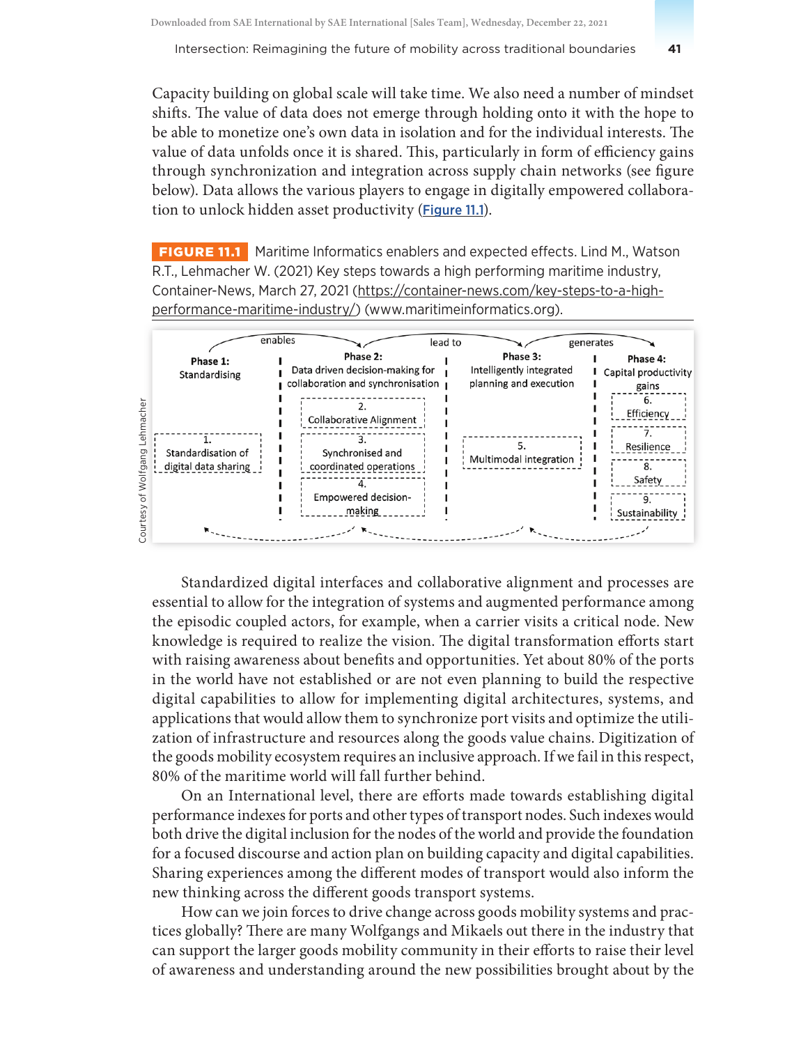Capacity building on global scale will take time. We also need a number of mindset shifts. The value of data does not emerge through holding onto it with the hope to be able to monetize one's own data in isolation and for the individual interests. The value of data unfolds once it is shared. This, particularly in form of efficiency gains through synchronization and integration across supply chain networks (see figure below). Data allows the various players to engage in digitally empowered collaboration to unlock hidden asset productivity (Figure 11.1).

**FIGURE 11.1** Maritime Informatics enablers and expected effects. Lind M., Watson R.T., Lehmacher W. (2021) Key steps towards a high performing maritime industry, Container-News, March 27, 2021 (https://container-news.com/key-steps-to-a-high-performance-maritime-industry/) (www.maritimeinformatics.org).

| Phase 1: Standardising | Phase 2: Data driven decision-making for collaboration and synchronisation | Phase 3: Intelligently integrated planning and execution | Phase 4: Capital productivity gains |
|---|---|---|---|
| 1. Standardisation of digital data sharing | 2. Collaborative Alignment | 5. Multimodal integration | 6. Efficiency |
| | 3. Synchronised and coordinated operations | | 7. Resilience |
| | 4. Empowered decision-making | | 8. Safety |
| | | | 9. Sustainability |

(Phase 1 enables Phase 2; Phase 2 lead to Phase 3; Phase 3 generates Phase 4.)

Courtesy of Wolfgang Lehmacher

Standardized digital interfaces and collaborative alignment and processes are essential to allow for the integration of systems and augmented performance among the episodic coupled actors, for example, when a carrier visits a critical node. New knowledge is required to realize the vision. The digital transformation efforts start with raising awareness about benefits and opportunities. Yet about 80% of the ports in the world have not established or are not even planning to build the respective digital capabilities to allow for implementing digital architectures, systems, and applications that would allow them to synchronize port visits and optimize the utilization of infrastructure and resources along the goods value chains. Digitization of the goods mobility ecosystem requires an inclusive approach. If we fail in this respect, 80% of the maritime world will fall further behind.

On an International level, there are efforts made towards establishing digital performance indexes for ports and other types of transport nodes. Such indexes would both drive the digital inclusion for the nodes of the world and provide the foundation for a focused discourse and action plan on building capacity and digital capabilities. Sharing experiences among the different modes of transport would also inform the new thinking across the different goods transport systems.

How can we join forces to drive change across goods mobility systems and practices globally? There are many Wolfgangs and Mikaels out there in the industry that can support the larger goods mobility community in their efforts to raise their level of awareness and understanding around the new possibilities brought about by the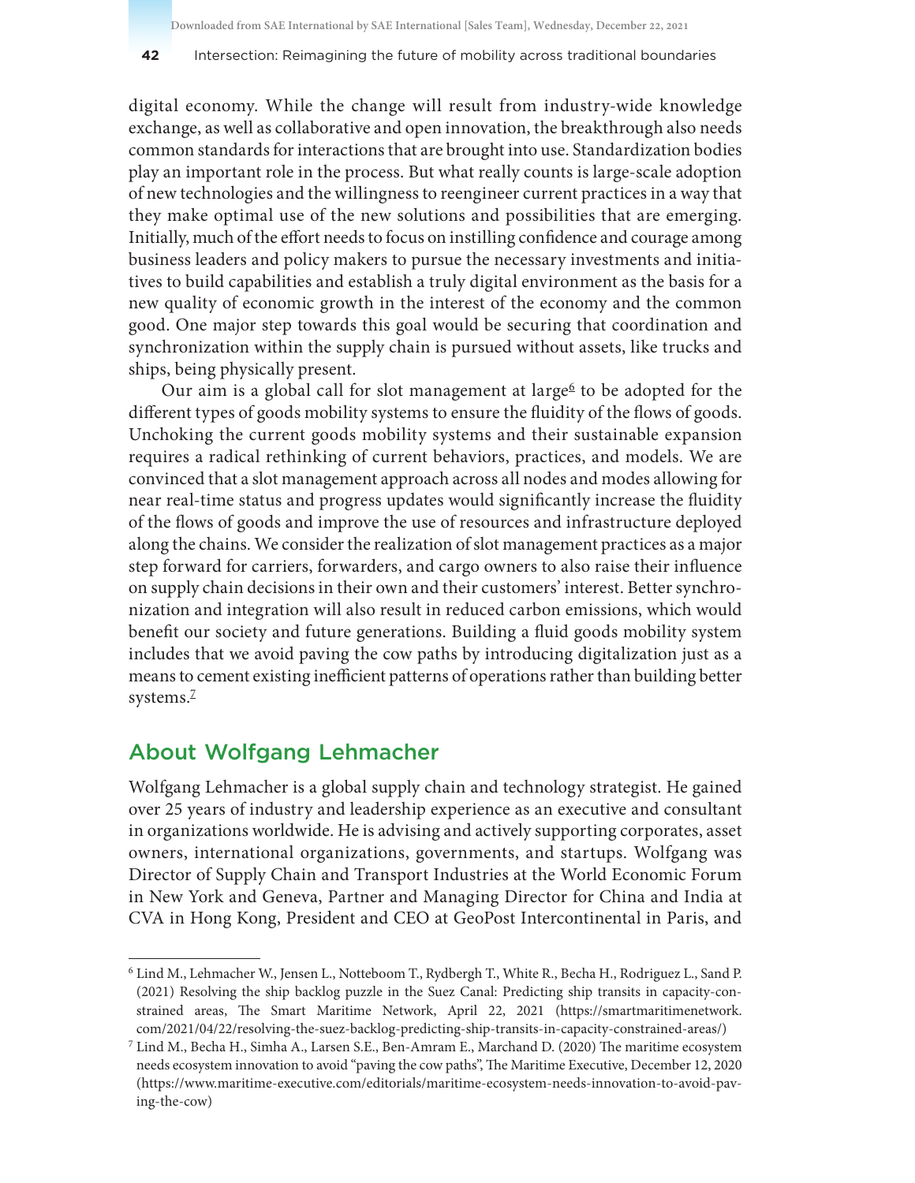digital economy. While the change will result from industry-wide knowledge exchange, as well as collaborative and open innovation, the breakthrough also needs common standards for interactions that are brought into use. Standardization bodies play an important role in the process. But what really counts is large-scale adoption of new technologies and the willingness to reengineer current practices in a way that they make optimal use of the new solutions and possibilities that are emerging. Initially, much of the effort needs to focus on instilling confidence and courage among business leaders and policy makers to pursue the necessary investments and initiatives to build capabilities and establish a truly digital environment as the basis for a new quality of economic growth in the interest of the economy and the common good. One major step towards this goal would be securing that coordination and synchronization within the supply chain is pursued without assets, like trucks and ships, being physically present.

Our aim is a global call for slot management at large[6] to be adopted for the different types of goods mobility systems to ensure the fluidity of the flows of goods. Unchoking the current goods mobility systems and their sustainable expansion requires a radical rethinking of current behaviors, practices, and models. We are convinced that a slot management approach across all nodes and modes allowing for near real-time status and progress updates would significantly increase the fluidity of the flows of goods and improve the use of resources and infrastructure deployed along the chains. We consider the realization of slot management practices as a major step forward for carriers, forwarders, and cargo owners to also raise their influence on supply chain decisions in their own and their customers' interest. Better synchronization and integration will also result in reduced carbon emissions, which would benefit our society and future generations. Building a fluid goods mobility system includes that we avoid paving the cow paths by introducing digitalization just as a means to cement existing inefficient patterns of operations rather than building better systems.[7]

## About Wolfgang Lehmacher

Wolfgang Lehmacher is a global supply chain and technology strategist. He gained over 25 years of industry and leadership experience as an executive and consultant in organizations worldwide. He is advising and actively supporting corporates, asset owners, international organizations, governments, and startups. Wolfgang was Director of Supply Chain and Transport Industries at the World Economic Forum in New York and Geneva, Partner and Managing Director for China and India at CVA in Hong Kong, President and CEO at GeoPost Intercontinental in Paris, and

---

[6] Lind M., Lehmacher W., Jensen L., Notteboom T., Rydbergh T., White R., Becha H., Rodriguez L., Sand P. (2021) Resolving the ship backlog puzzle in the Suez Canal: Predicting ship transits in capacity-constrained areas, The Smart Maritime Network, April 22, 2021 (https://smartmaritimenetwork.com/2021/04/22/resolving-the-suez-backlog-predicting-ship-transits-in-capacity-constrained-areas/)

[7] Lind M., Becha H., Simha A., Larsen S.E., Ben-Amram E., Marchand D. (2020) The maritime ecosystem needs ecosystem innovation to avoid "paving the cow paths", The Maritime Executive, December 12, 2020 (https://www.maritime-executive.com/editorials/maritime-ecosystem-needs-innovation-to-avoid-paving-the-cow)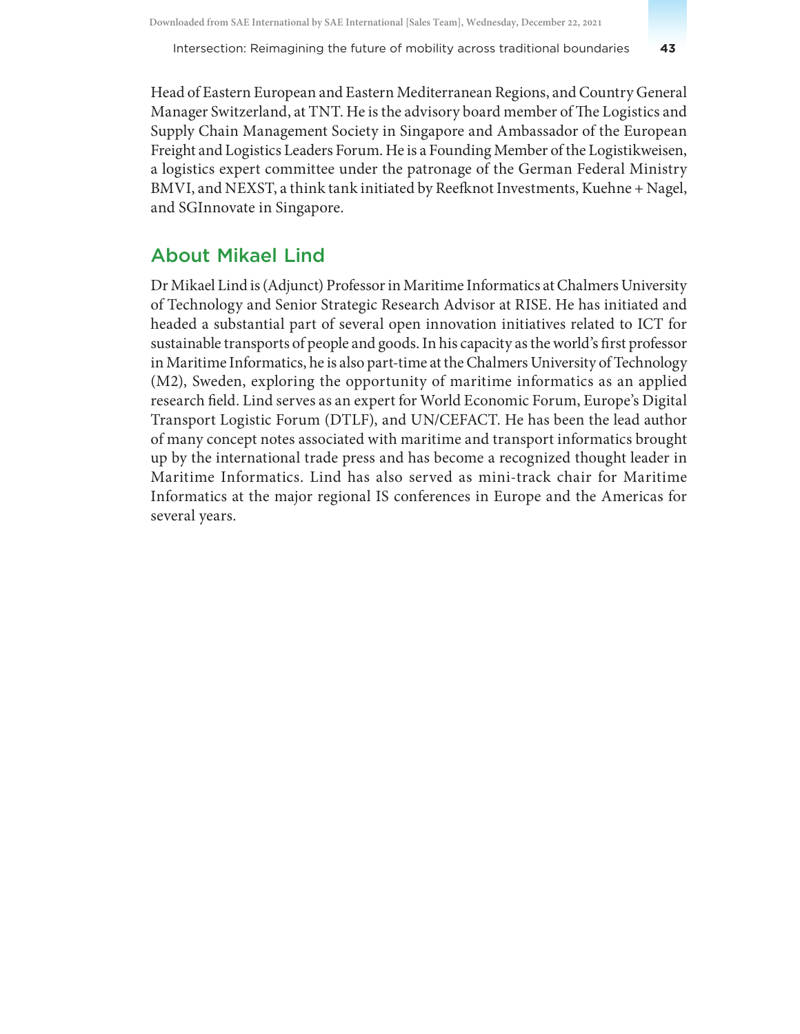Head of Eastern European and Eastern Mediterranean Regions, and Country General Manager Switzerland, at TNT. He is the advisory board member of The Logistics and Supply Chain Management Society in Singapore and Ambassador of the European Freight and Logistics Leaders Forum. He is a Founding Member of the Logistikweisen, a logistics expert committee under the patronage of the German Federal Ministry BMVI, and NEXST, a think tank initiated by Reefknot Investments, Kuehne + Nagel, and SGInnovate in Singapore.

## About Mikael Lind

Dr Mikael Lind is (Adjunct) Professor in Maritime Informatics at Chalmers University of Technology and Senior Strategic Research Advisor at RISE. He has initiated and headed a substantial part of several open innovation initiatives related to ICT for sustainable transports of people and goods. In his capacity as the world's first professor in Maritime Informatics, he is also part-time at the Chalmers University of Technology (M2), Sweden, exploring the opportunity of maritime informatics as an applied research field. Lind serves as an expert for World Economic Forum, Europe's Digital Transport Logistic Forum (DTLF), and UN/CEFACT. He has been the lead author of many concept notes associated with maritime and transport informatics brought up by the international trade press and has become a recognized thought leader in Maritime Informatics. Lind has also served as mini-track chair for Maritime Informatics at the major regional IS conferences in Europe and the Americas for several years.